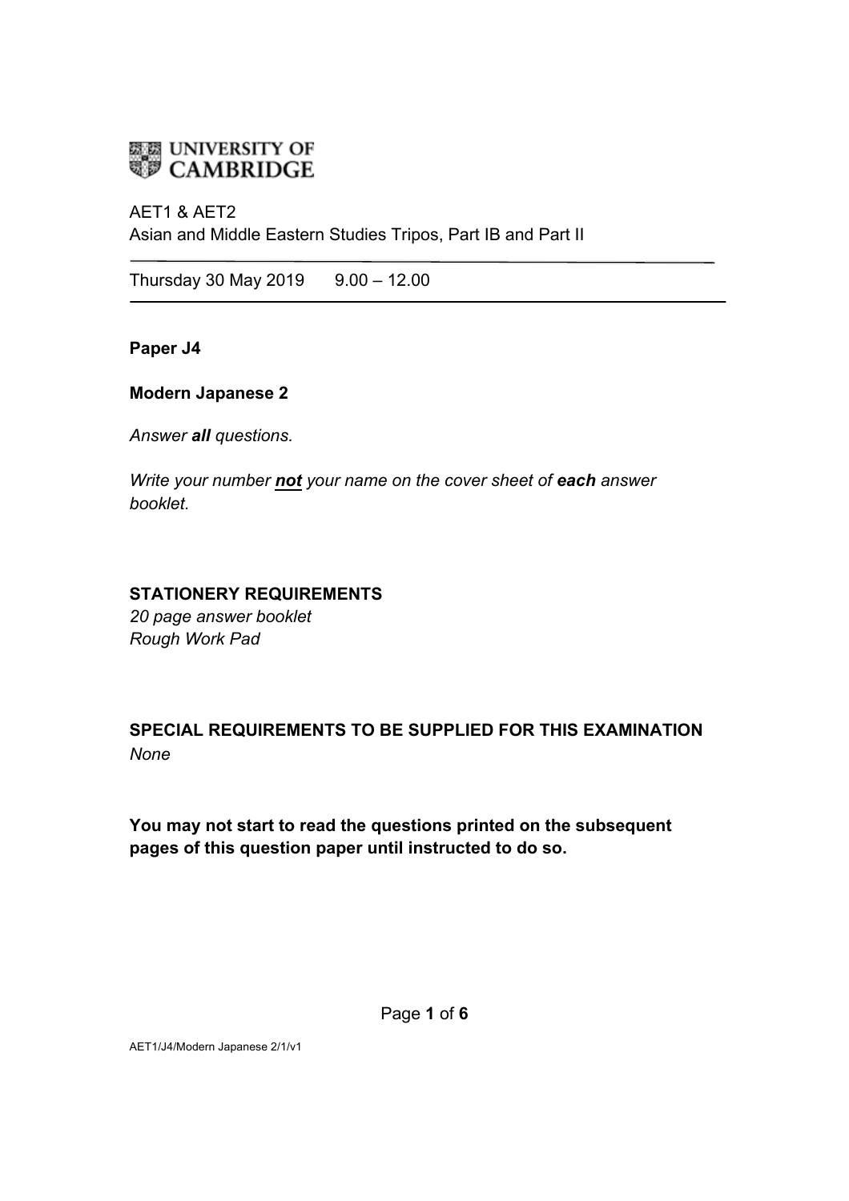UNIVERSITY OF CAMBRIDGE

AET1 & AET2
Asian and Middle Eastern Studies Tripos, Part IB and Part II

Thursday 30 May 2019 9.00 – 12.00

**Paper J4**

**Modern Japanese 2**

*Answer **all** questions.*

*Write your number **not** your name on the cover sheet of **each** answer booklet.*

**STATIONERY REQUIREMENTS**
*20 page answer booklet*
*Rough Work Pad*

**SPECIAL REQUIREMENTS TO BE SUPPLIED FOR THIS EXAMINATION**
*None*

**You may not start to read the questions printed on the subsequent pages of this question paper until instructed to do so.**

AET1/J4/Modern Japanese 2/1/v1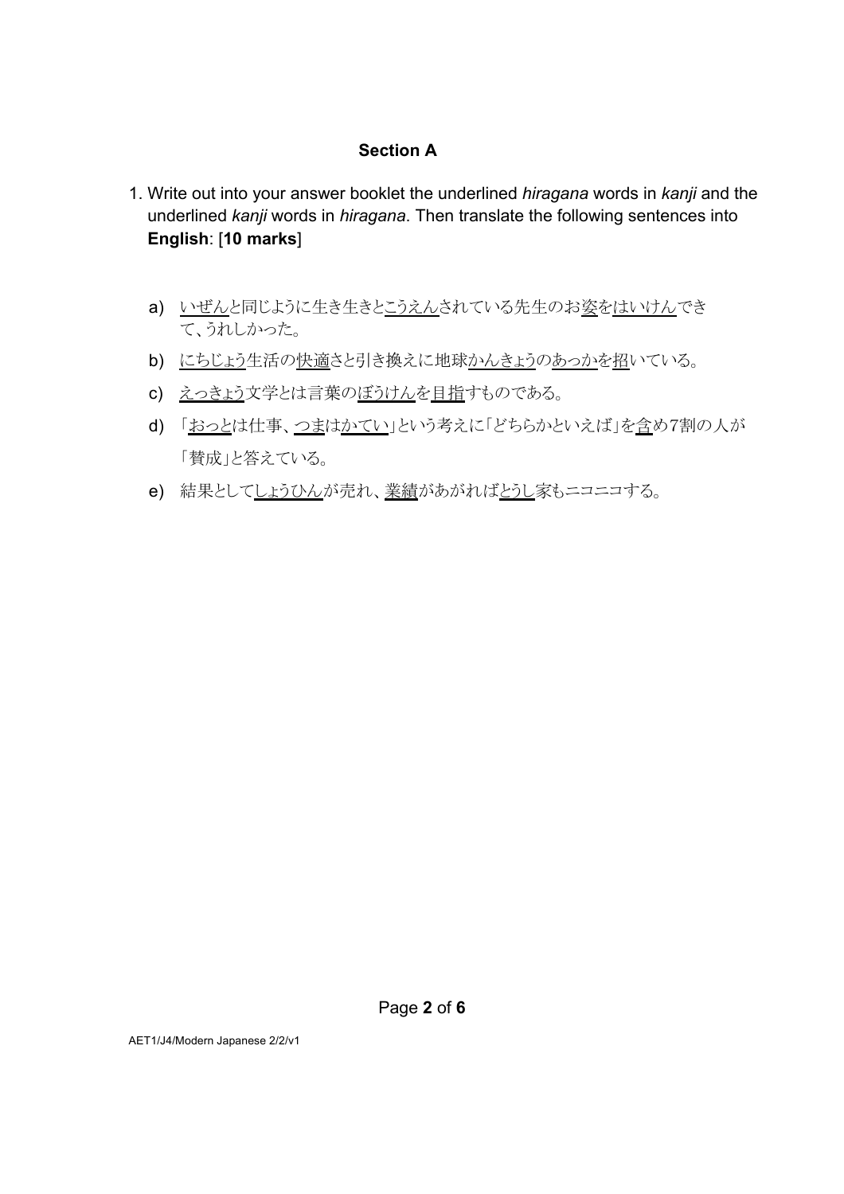## Section A

1. Write out into your answer booklet the underlined *hiragana* words in *kanji* and the underlined *kanji* words in *hiragana*. Then translate the following sentences into **English**: [**10 marks**]

   a) <u>いぜん</u>と同じように生き生きと<u>こうえん</u>されている先生のお<u>姿</u>を<u>はいけん</u>できて、うれしかった。

   b) <u>にちじょう</u>生活の<u>快適</u>さと引き換えに地球<u>かんきょう</u>の<u>あっか</u>を<u>招</u>いている。

   c) <u>えっきょう</u>文学とは言葉の<u>ぼうけん</u>を<u>目指</u>すものである。

   d) 「<u>おっと</u>は仕事、<u>つま</u>は<u>かてい</u>」という考えに「どちらかといえば」を<u>含</u>め7割の人が「賛成」と答えている。

   e) 結果として<u>しょうひん</u>が売れ、<u>業績</u>があがれば<u>とうし</u>家もニコニコする。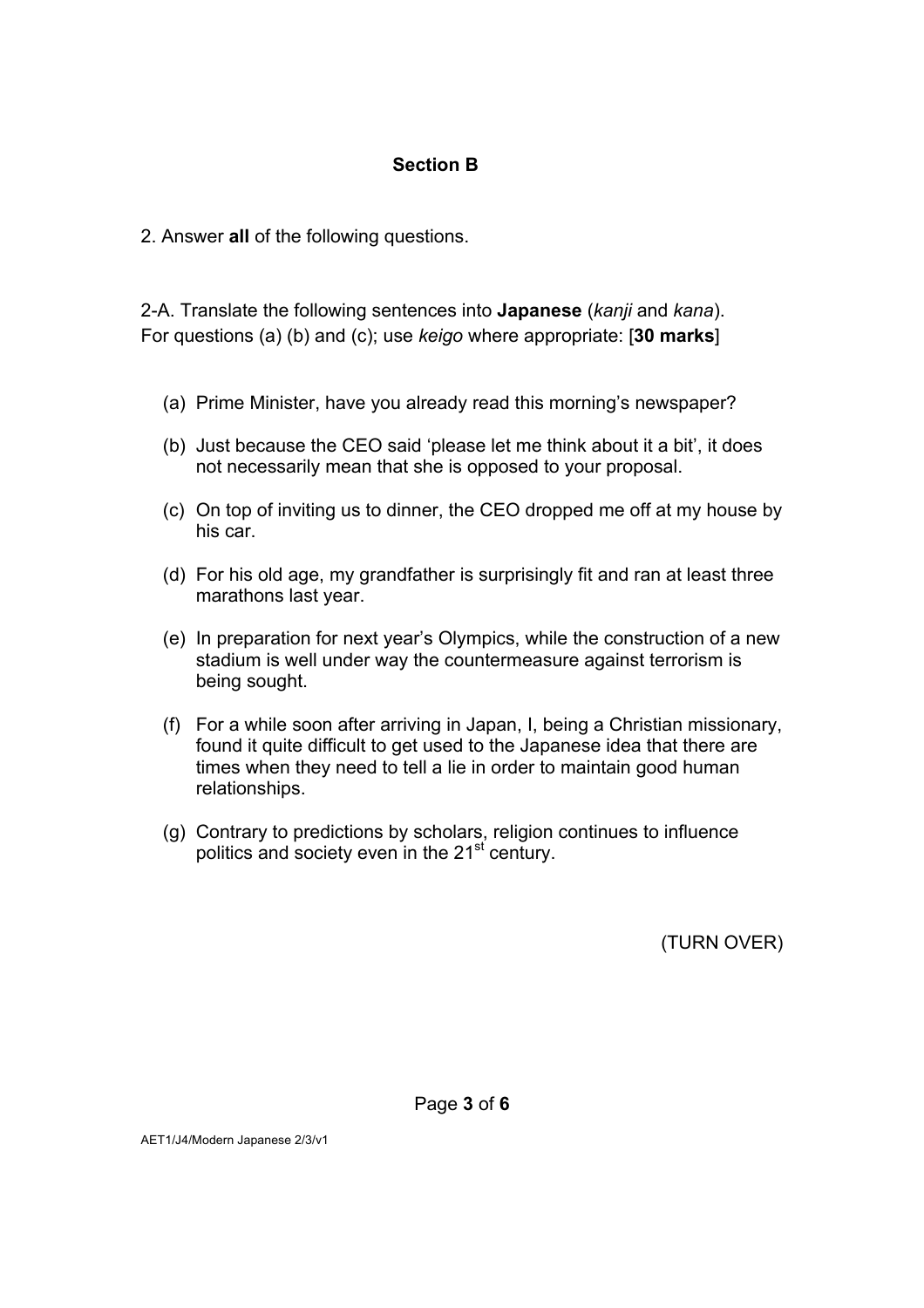## Section B

2. Answer **all** of the following questions.

2-A. Translate the following sentences into **Japanese** (*kanji* and *kana*). For questions (a) (b) and (c); use *keigo* where appropriate: [**30 marks**]

(a) Prime Minister, have you already read this morning's newspaper?

(b) Just because the CEO said 'please let me think about it a bit', it does not necessarily mean that she is opposed to your proposal.

(c) On top of inviting us to dinner, the CEO dropped me off at my house by his car.

(d) For his old age, my grandfather is surprisingly fit and ran at least three marathons last year.

(e) In preparation for next year's Olympics, while the construction of a new stadium is well under way the countermeasure against terrorism is being sought.

(f) For a while soon after arriving in Japan, I, being a Christian missionary, found it quite difficult to get used to the Japanese idea that there are times when they need to tell a lie in order to maintain good human relationships.

(g) Contrary to predictions by scholars, religion continues to influence politics and society even in the 21st century.

(TURN OVER)

AET1/J4/Modern Japanese 2/3/v1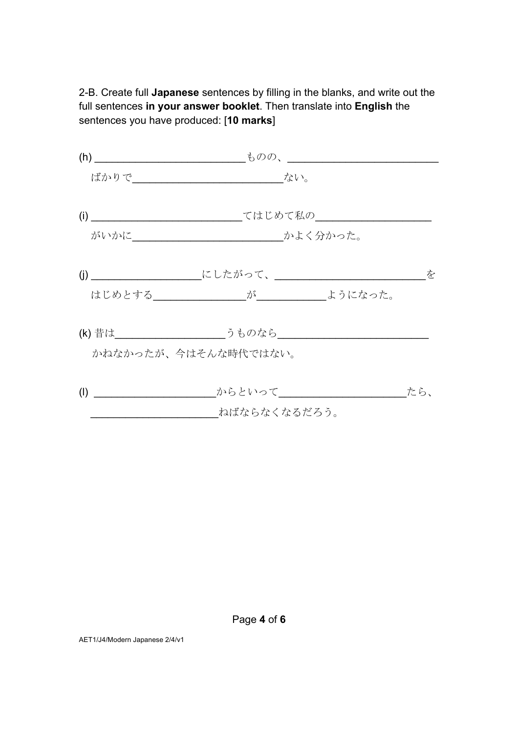2-B. Create full **Japanese** sentences by filling in the blanks, and write out the full sentences **in your answer booklet**. Then translate into **English** the sentences you have produced: [**10 marks**]

(h) ________________________ものの、________________________
ばかりで________________________ない。

(i) ________________________てはじめて私の____________________
がいかに________________________かよく分かった。

(j) __________________にしたがって、________________________を
はじめとする______________が___________ようになった。

(k) 昔は__________________うものなら________________________
かねなかったが、今はそんな時代ではない。

(l) ____________________からといって____________________たら、
____________________ねばならなくなるだろう。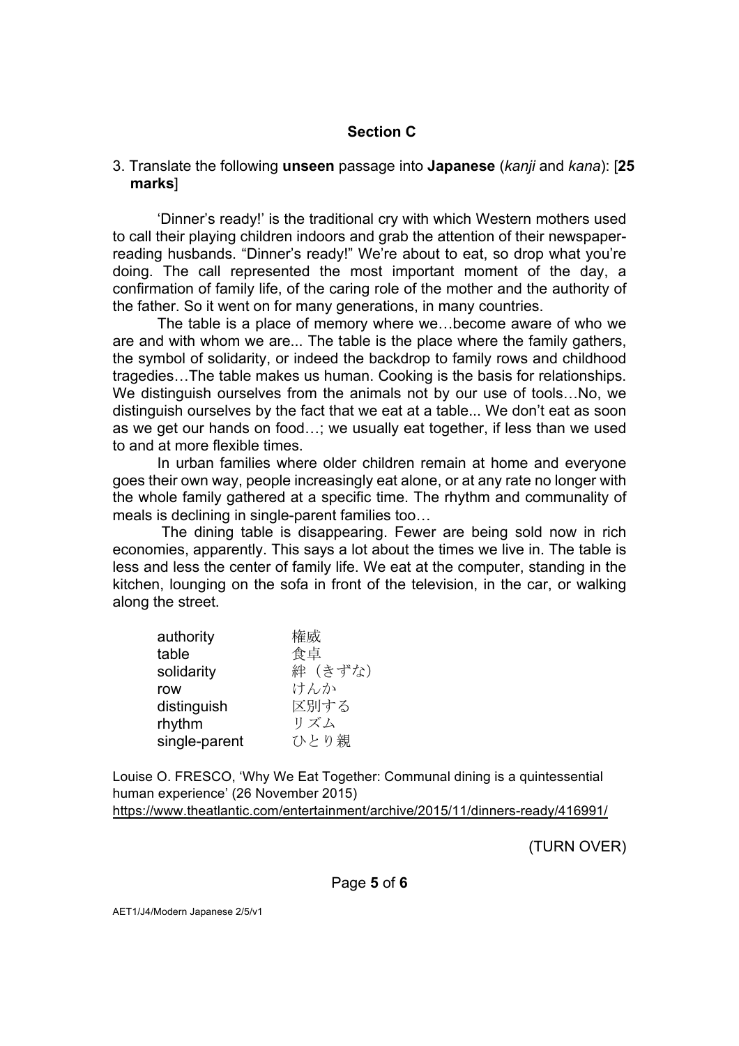## Section C

3. Translate the following **unseen** passage into **Japanese** (*kanji* and *kana*): [**25 marks**]

'Dinner's ready!' is the traditional cry with which Western mothers used to call their playing children indoors and grab the attention of their newspaper-reading husbands. "Dinner's ready!" We're about to eat, so drop what you're doing. The call represented the most important moment of the day, a confirmation of family life, of the caring role of the mother and the authority of the father. So it went on for many generations, in many countries.

The table is a place of memory where we…become aware of who we are and with whom we are... The table is the place where the family gathers, the symbol of solidarity, or indeed the backdrop to family rows and childhood tragedies…The table makes us human. Cooking is the basis for relationships. We distinguish ourselves from the animals not by our use of tools…No, we distinguish ourselves by the fact that we eat at a table... We don't eat as soon as we get our hands on food…; we usually eat together, if less than we used to and at more flexible times.

In urban families where older children remain at home and everyone goes their own way, people increasingly eat alone, or at any rate no longer with the whole family gathered at a specific time. The rhythm and communality of meals is declining in single-parent families too…

The dining table is disappearing. Fewer are being sold now in rich economies, apparently. This says a lot about the times we live in. The table is less and less the center of family life. We eat at the computer, standing in the kitchen, lounging on the sofa in front of the television, in the car, or walking along the street.

| | |
|---|---|
| authority | 権威 |
| table | 食卓 |
| solidarity | 絆（きずな） |
| row | けんか |
| distinguish | 区別する |
| rhythm | リズム |
| single-parent | ひとり親 |

Louise O. FRESCO, 'Why We Eat Together: Communal dining is a quintessential human experience' (26 November 2015)
https://www.theatlantic.com/entertainment/archive/2015/11/dinners-ready/416991/

(TURN OVER)

AET1/J4/Modern Japanese 2/5/v1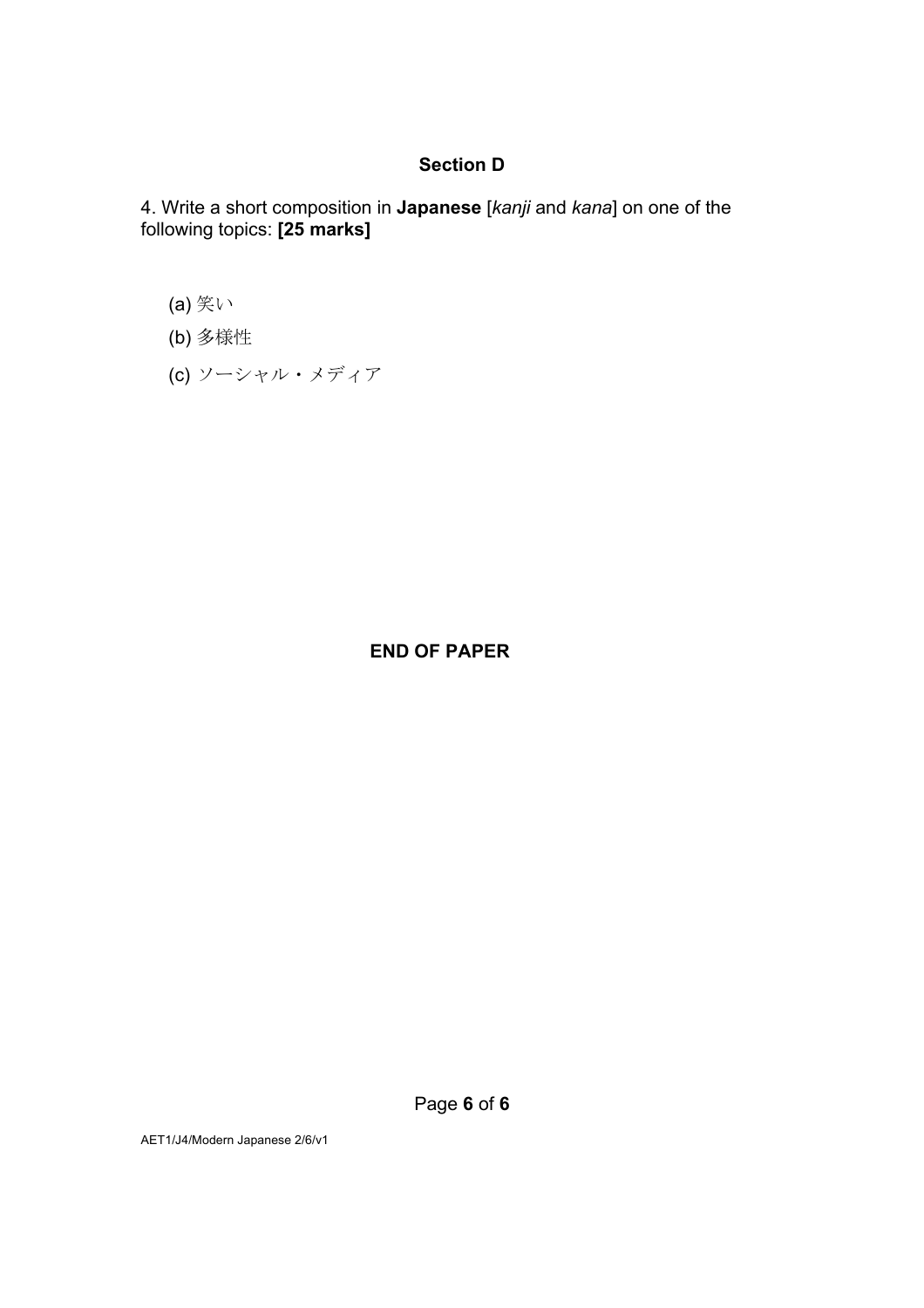## Section D

4. Write a short composition in **Japanese** [*kanji* and *kana*] on one of the following topics: **[25 marks]**

(a) 笑い

(b) 多様性

(c) ソーシャル・メディア

**END OF PAPER**

AET1/J4/Modern Japanese 2/6/v1